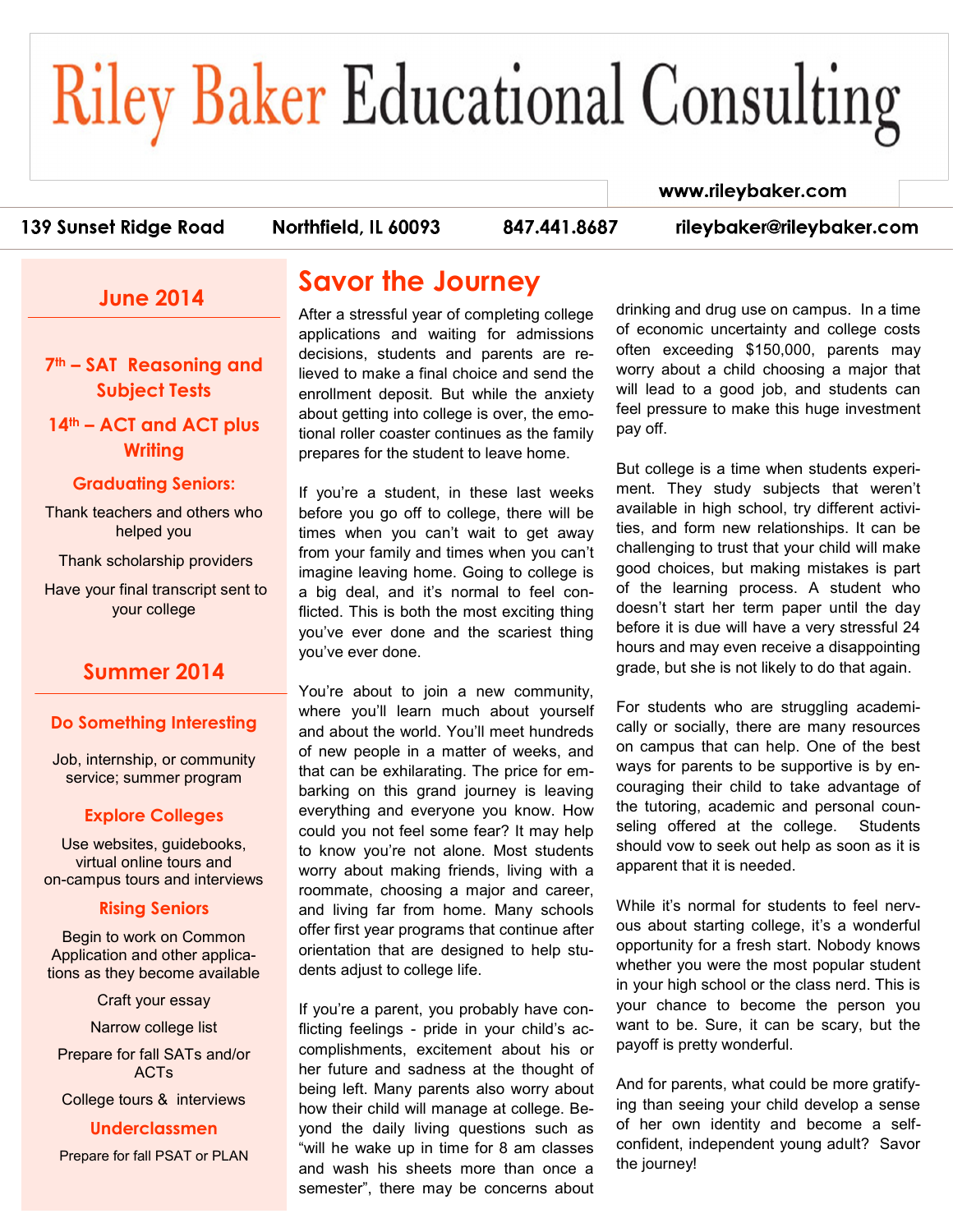# Riley Baker Educational Consulting

www.rileybaker.com

139 Sunset Ridge Road | Northfield, IL 60093 | 847.441.8687 | rileybaker@rileybaker.com

## June 2014

**7th – SAT Reasoning and Subject Tests**

**14th – ACT and ACT plus Writing**

### Graduating Seniors:

Thank teachers and others who helped you

Thank scholarship providers

Have your final transcript sent to your college

## Summer 2014

### Do Something Interesting

Job, internship, or community service; summer program

### Explore Colleges

Use websites, guidebooks, virtual online tours and on-campus tours and interviews

### Rising Seniors

Begin to work on Common Application and other applications as they become available

Craft your essay

Narrow college list

Prepare for fall SATs and/or ACTs

College tours & interviews

### Underclassmen

Prepare for fall PSAT or PLAN

## Savor the Journey

After a stressful year of completing college applications and waiting for admissions decisions, students and parents are relieved to make a final choice and send the enrollment deposit. But while the anxiety about getting into college is over, the emotional roller coaster continues as the family prepares for the student to leave home.

If you're a student, in these last weeks before you go off to college, there will be times when you can't wait to get away from your family and times when you can't imagine leaving home. Going to college is a big deal, and it's normal to feel conflicted. This is both the most exciting thing you've ever done and the scariest thing you've ever done.

You're about to join a new community, where you'll learn much about yourself and about the world. You'll meet hundreds of new people in a matter of weeks, and that can be exhilarating. The price for embarking on this grand journey is leaving everything and everyone you know. How could you not feel some fear? It may help to know you're not alone. Most students worry about making friends, living with a roommate, choosing a major and career, and living far from home. Many schools offer first year programs that continue after orientation that are designed to help students adjust to college life.

If you're a parent, you probably have conflicting feelings - pride in your child's accomplishments, excitement about his or her future and sadness at the thought of being left. Many parents also worry about how their child will manage at college. Beyond the daily living questions such as "will he wake up in time for 8 am classes and wash his sheets more than once a semester", there may be concerns about drinking and drug use on campus. In a time of economic uncertainty and college costs often exceeding $150,000, parents may worry about a child choosing a major that will lead to a good job, and students can feel pressure to make this huge investment pay off.

But college is a time when students experiment. They study subjects that weren't available in high school, try different activities, and form new relationships. It can be challenging to trust that your child will make good choices, but making mistakes is part of the learning process. A student who doesn't start her term paper until the day before it is due will have a very stressful 24 hours and may even receive a disappointing grade, but she is not likely to do that again.

For students who are struggling academically or socially, there are many resources on campus that can help. One of the best ways for parents to be supportive is by encouraging their child to take advantage of the tutoring, academic and personal counseling offered at the college. Students should vow to seek out help as soon as it is apparent that it is needed.

While it's normal for students to feel nervous about starting college, it's a wonderful opportunity for a fresh start. Nobody knows whether you were the most popular student in your high school or the class nerd. This is your chance to become the person you want to be. Sure, it can be scary, but the payoff is pretty wonderful.

And for parents, what could be more gratifying than seeing your child develop a sense of her own identity and become a self-confident, independent young adult? Savor the journey!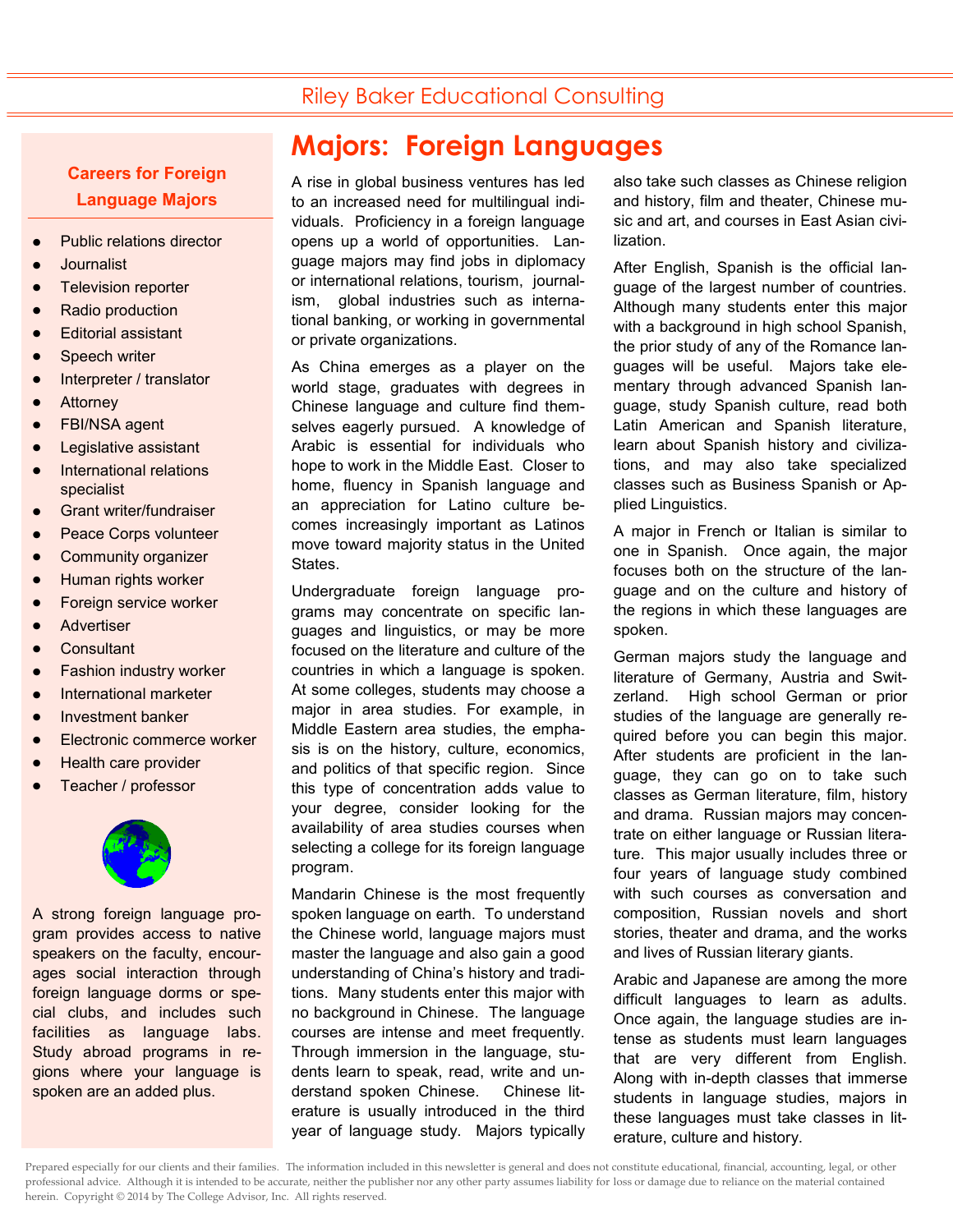# Majors: Foreign Languages

A rise in global business ventures has led to an increased need for multilingual individuals. Proficiency in a foreign language opens up a world of opportunities. Language majors may find jobs in diplomacy or international relations, tourism, journalism, global industries such as international banking, or working in governmental or private organizations.

As China emerges as a player on the world stage, graduates with degrees in Chinese language and culture find themselves eagerly pursued. A knowledge of Arabic is essential for individuals who hope to work in the Middle East. Closer to home, fluency in Spanish language and an appreciation for Latino culture becomes increasingly important as Latinos move toward majority status in the United States.

Undergraduate foreign language programs may concentrate on specific languages and linguistics, or may be more focused on the literature and culture of the countries in which a language is spoken. At some colleges, students may choose a major in area studies. For example, in Middle Eastern area studies, the emphasis is on the history, culture, economics, and politics of that specific region. Since this type of concentration adds value to your degree, consider looking for the availability of area studies courses when selecting a college for its foreign language program.

Mandarin Chinese is the most frequently spoken language on earth. To understand the Chinese world, language majors must master the language and also gain a good understanding of China's history and traditions. Many students enter this major with no background in Chinese. The language courses are intense and meet frequently. Through immersion in the language, students learn to speak, read, write and understand spoken Chinese. Chinese literature is usually introduced in the third year of language study. Majors typically also take such classes as Chinese religion and history, film and theater, Chinese music and art, and courses in East Asian civilization.

After English, Spanish is the official language of the largest number of countries. Although many students enter this major with a background in high school Spanish, the prior study of any of the Romance languages will be useful. Majors take elementary through advanced Spanish language, study Spanish culture, read both Latin American and Spanish literature, learn about Spanish history and civilizations, and may also take specialized classes such as Business Spanish or Applied Linguistics.

A major in French or Italian is similar to one in Spanish. Once again, the major focuses both on the structure of the language and on the culture and history of the regions in which these languages are spoken.

German majors study the language and literature of Germany, Austria and Switzerland. High school German or prior studies of the language are generally required before you can begin this major. After students are proficient in the language, they can go on to take such classes as German literature, film, history and drama. Russian majors may concentrate on either language or Russian literature. This major usually includes three or four years of language study combined with such courses as conversation and composition, Russian novels and short stories, theater and drama, and the works and lives of Russian literary giants.

Arabic and Japanese are among the more difficult languages to learn as adults. Once again, the language studies are intense as students must learn languages that are very different from English. Along with in-depth classes that immerse students in language studies, majors in these languages must take classes in literature, culture and history.

## Careers for Foreign Language Majors

- Public relations director
- Journalist
- Television reporter
- Radio production
- Editorial assistant
- Speech writer
- Interpreter / translator
- Attorney
- FBI/NSA agent
- Legislative assistant
- International relations specialist
- Grant writer/fundraiser
- Peace Corps volunteer
- Community organizer
- Human rights worker
- Foreign service worker
- Advertiser
- Consultant
- Fashion industry worker
- International marketer
- Investment banker
- Electronic commerce worker
- Health care provider
- Teacher / professor

A strong foreign language program provides access to native speakers on the faculty, encourages social interaction through foreign language dorms or special clubs, and includes such facilities as language labs. Study abroad programs in regions where your language is spoken are an added plus.

Prepared especially for our clients and their families. The information included in this newsletter is general and does not constitute educational, financial, accounting, legal, or other professional advice. Although it is intended to be accurate, neither the publisher nor any other party assumes liability for loss or damage due to reliance on the material contained herein. Copyright © 2014 by The College Advisor, Inc. All rights reserved.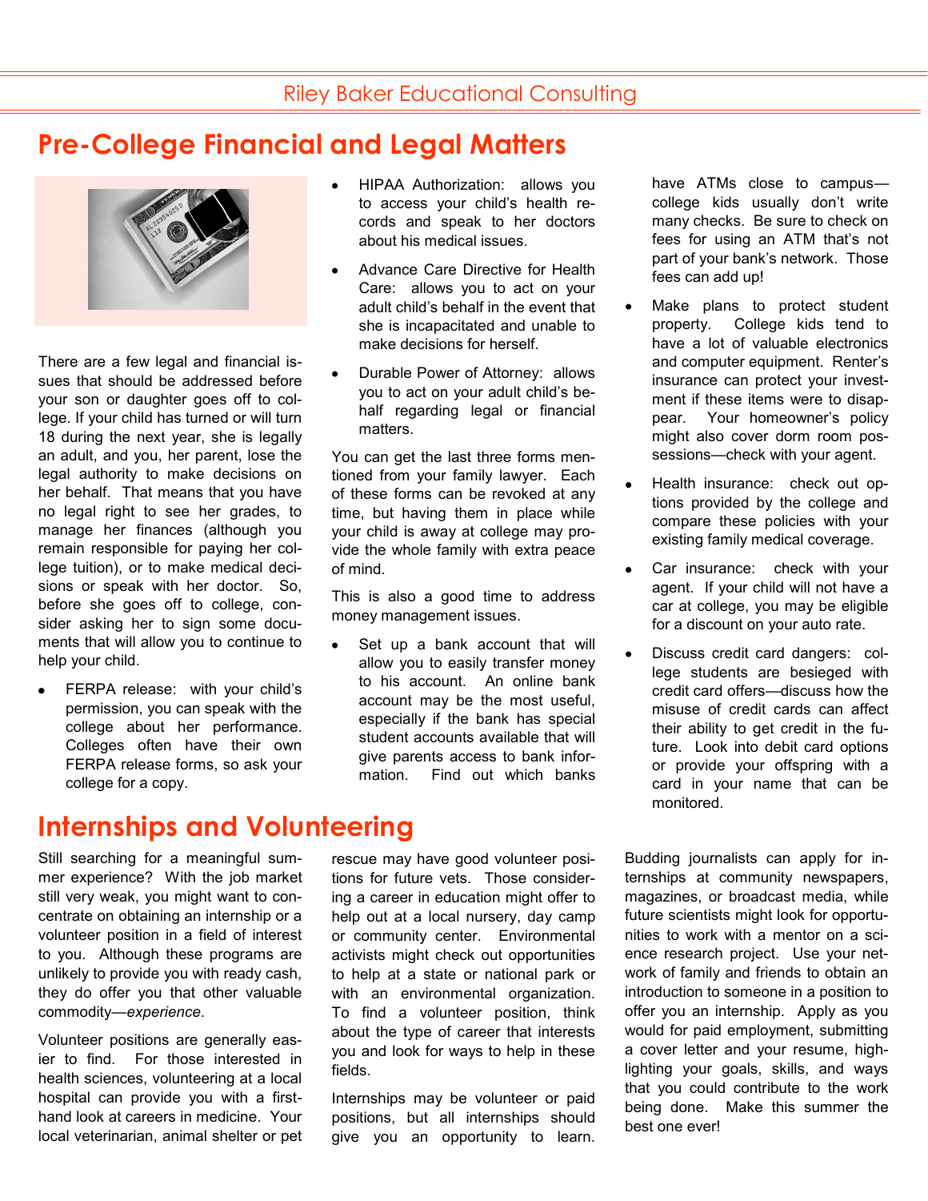Riley Baker Educational Consulting

# Pre-College Financial and Legal Matters

There are a few legal and financial issues that should be addressed before your son or daughter goes off to college. If your child has turned or will turn 18 during the next year, she is legally an adult, and you, her parent, lose the legal authority to make decisions on her behalf. That means that you have no legal right to see her grades, to manage her finances (although you remain responsible for paying her college tuition), or to make medical decisions or speak with her doctor. So, before she goes off to college, consider asking her to sign some documents that will allow you to continue to help your child.

- FERPA release: with your child's permission, you can speak with the college about her performance. Colleges often have their own FERPA release forms, so ask your college for a copy.
- HIPAA Authorization: allows you to access your child's health records and speak to her doctors about his medical issues.
- Advance Care Directive for Health Care: allows you to act on your adult child's behalf in the event that she is incapacitated and unable to make decisions for herself.
- Durable Power of Attorney: allows you to act on your adult child's behalf regarding legal or financial matters.

You can get the last three forms mentioned from your family lawyer. Each of these forms can be revoked at any time, but having them in place while your child is away at college may provide the whole family with extra peace of mind.

This is also a good time to address money management issues.

- Set up a bank account that will allow you to easily transfer money to his account. An online bank account may be the most useful, especially if the bank has special student accounts available that will give parents access to bank information. Find out which banks have ATMs close to campus—college kids usually don't write many checks. Be sure to check on fees for using an ATM that's not part of your bank's network. Those fees can add up!
- Make plans to protect student property. College kids tend to have a lot of valuable electronics and computer equipment. Renter's insurance can protect your investment if these items were to disappear. Your homeowner's policy might also cover dorm room possessions—check with your agent.
- Health insurance: check out options provided by the college and compare these policies with your existing family medical coverage.
- Car insurance: check with your agent. If your child will not have a car at college, you may be eligible for a discount on your auto rate.
- Discuss credit card dangers: college students are besieged with credit card offers—discuss how the misuse of credit cards can affect their ability to get credit in the future. Look into debit card options or provide your offspring with a card in your name that can be monitored.

# Internships and Volunteering

Still searching for a meaningful summer experience? With the job market still very weak, you might want to concentrate on obtaining an internship or a volunteer position in a field of interest to you. Although these programs are unlikely to provide you with ready cash, they do offer you that other valuable commodity—*experience*.

Volunteer positions are generally easier to find. For those interested in health sciences, volunteering at a local hospital can provide you with a first-hand look at careers in medicine. Your local veterinarian, animal shelter or pet rescue may have good volunteer positions for future vets. Those considering a career in education might offer to help out at a local nursery, day camp or community center. Environmental activists might check out opportunities to help at a state or national park or with an environmental organization. To find a volunteer position, think about the type of career that interests you and look for ways to help in these fields.

Internships may be volunteer or paid positions, but all internships should give you an opportunity to learn. Budding journalists can apply for internships at community newspapers, magazines, or broadcast media, while future scientists might look for opportunities to work with a mentor on a science research project. Use your network of family and friends to obtain an introduction to someone in a position to offer you an internship. Apply as you would for paid employment, submitting a cover letter and your resume, highlighting your goals, skills, and ways that you could contribute to the work being done. Make this summer the best one ever!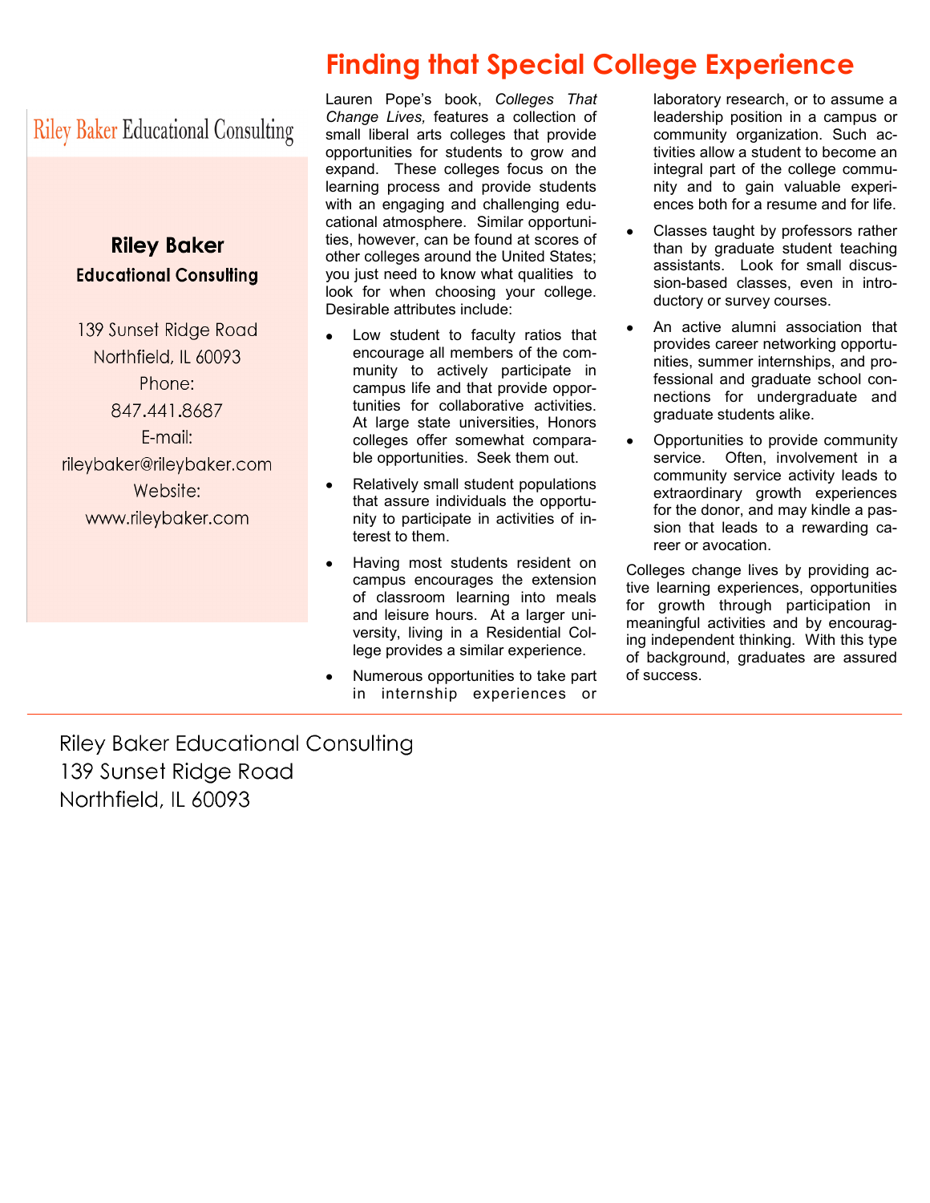Riley Baker Educational Consulting

**Riley Baker**
**Educational Consulting**

139 Sunset Ridge Road
Northfield, IL 60093
Phone:
847.441.8687
E-mail:
rileybaker@rileybaker.com
Website:
www.rileybaker.com

# Finding that Special College Experience

Lauren Pope's book, *Colleges That Change Lives,* features a collection of small liberal arts colleges that provide opportunities for students to grow and expand. These colleges focus on the learning process and provide students with an engaging and challenging educational atmosphere. Similar opportunities, however, can be found at scores of other colleges around the United States; you just need to know what qualities to look for when choosing your college. Desirable attributes include:

- Low student to faculty ratios that encourage all members of the community to actively participate in campus life and that provide opportunities for collaborative activities. At large state universities, Honors colleges offer somewhat comparable opportunities. Seek them out.
- Relatively small student populations that assure individuals the opportunity to participate in activities of interest to them.
- Having most students resident on campus encourages the extension of classroom learning into meals and leisure hours. At a larger university, living in a Residential College provides a similar experience.
- Numerous opportunities to take part in internship experiences or laboratory research, or to assume a leadership position in a campus or community organization. Such activities allow a student to become an integral part of the college community and to gain valuable experiences both for a resume and for life.
- Classes taught by professors rather than by graduate student teaching assistants. Look for small discussion-based classes, even in introductory or survey courses.
- An active alumni association that provides career networking opportunities, summer internships, and professional and graduate school connections for undergraduate and graduate students alike.
- Opportunities to provide community service. Often, involvement in a community service activity leads to extraordinary growth experiences for the donor, and may kindle a passion that leads to a rewarding career or avocation.

Colleges change lives by providing active learning experiences, opportunities for growth through participation in meaningful activities and by encouraging independent thinking. With this type of background, graduates are assured of success.

Riley Baker Educational Consulting
139 Sunset Ridge Road
Northfield, IL 60093